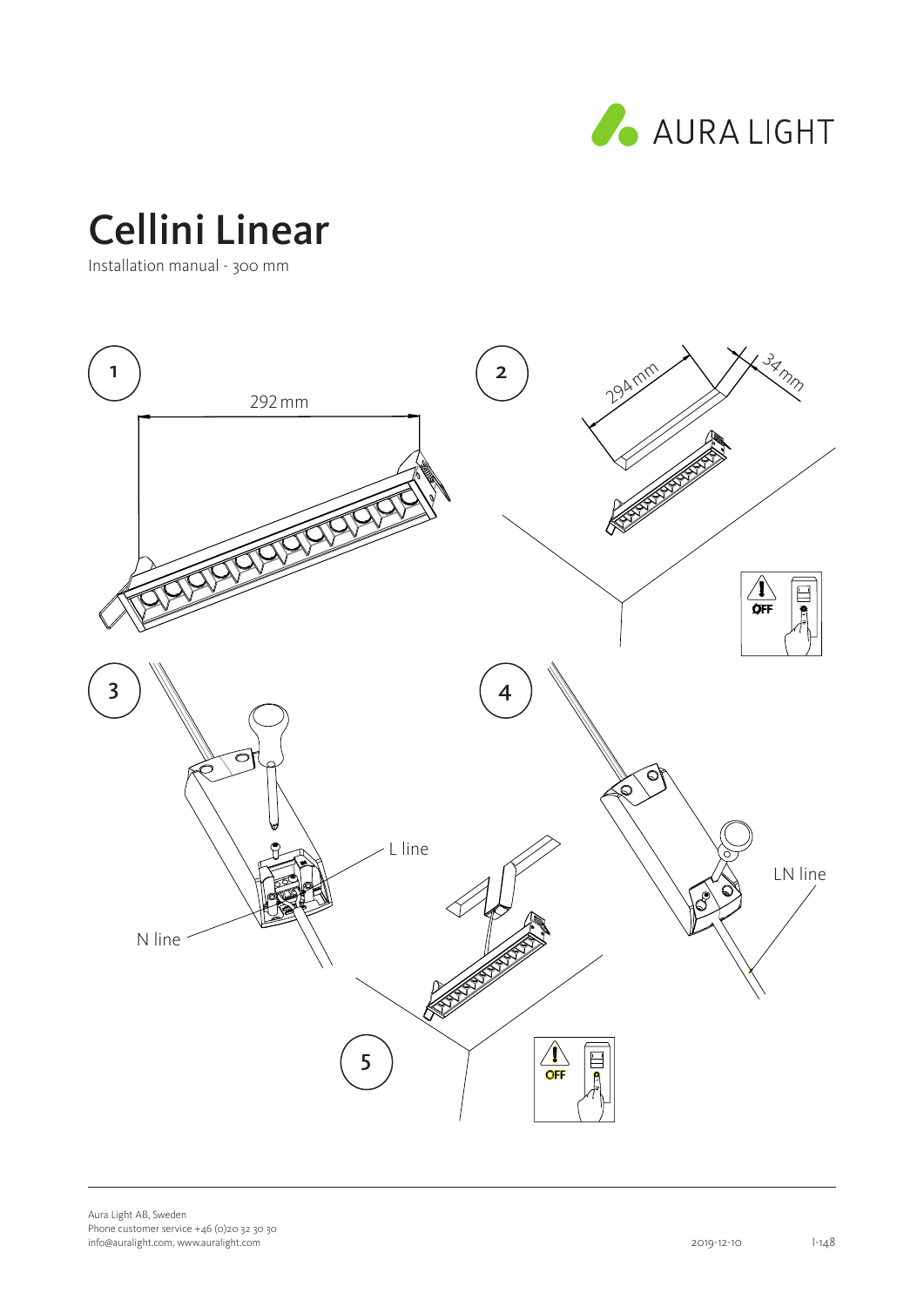AURA LIGHT

# Cellini Linear

Installation manual - 300 mm

1

292 mm

2

294 mm

34 mm

OFF

3

L line

N line

4

LN line

5

OFF

Aura Light AB, Sweden
Phone customer service +46 (0)20 32 30 30
info@auralight.com, www.auralight.com

2019-12-10

I-148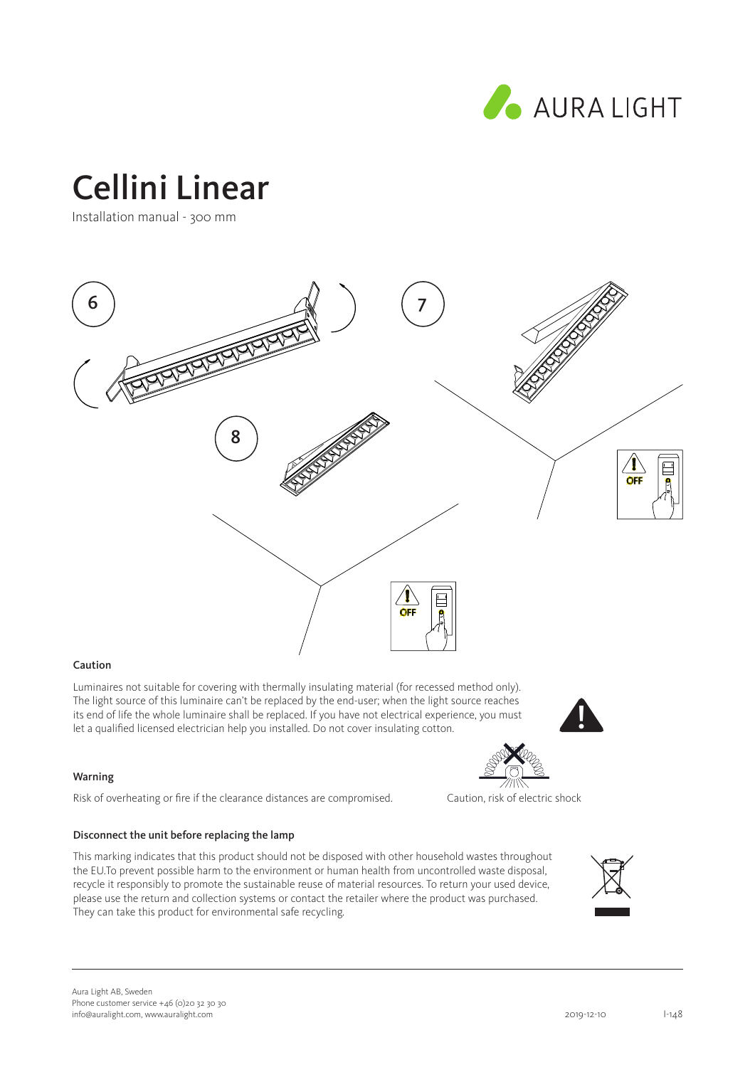AURA LIGHT

# Cellini Linear

Installation manual - 300 mm

6

7

8

OFF

OFF

### Caution

Luminaires not suitable for covering with thermally insulating material (for recessed method only). The light source of this luminaire can't be replaced by the end-user; when the light source reaches its end of life the whole luminaire shall be replaced. If you have not electrical experience, you must let a qualified licensed electrician help you installed. Do not cover insulating cotton.

### Warning

Risk of overheating or fire if the clearance distances are compromised.

Caution, risk of electric shock

### Disconnect the unit before replacing the lamp

This marking indicates that this product should not be disposed with other household wastes throughout the EU.To prevent possible harm to the environment or human health from uncontrolled waste disposal, recycle it responsibly to promote the sustainable reuse of material resources. To return your used device, please use the return and collection systems or contact the retailer where the product was purchased. They can take this product for environmental safe recycling.

Aura Light AB, Sweden
Phone customer service +46 (0)20 32 30 30
info@auralight.com, www.auralight.com

2019-12-10

I-148